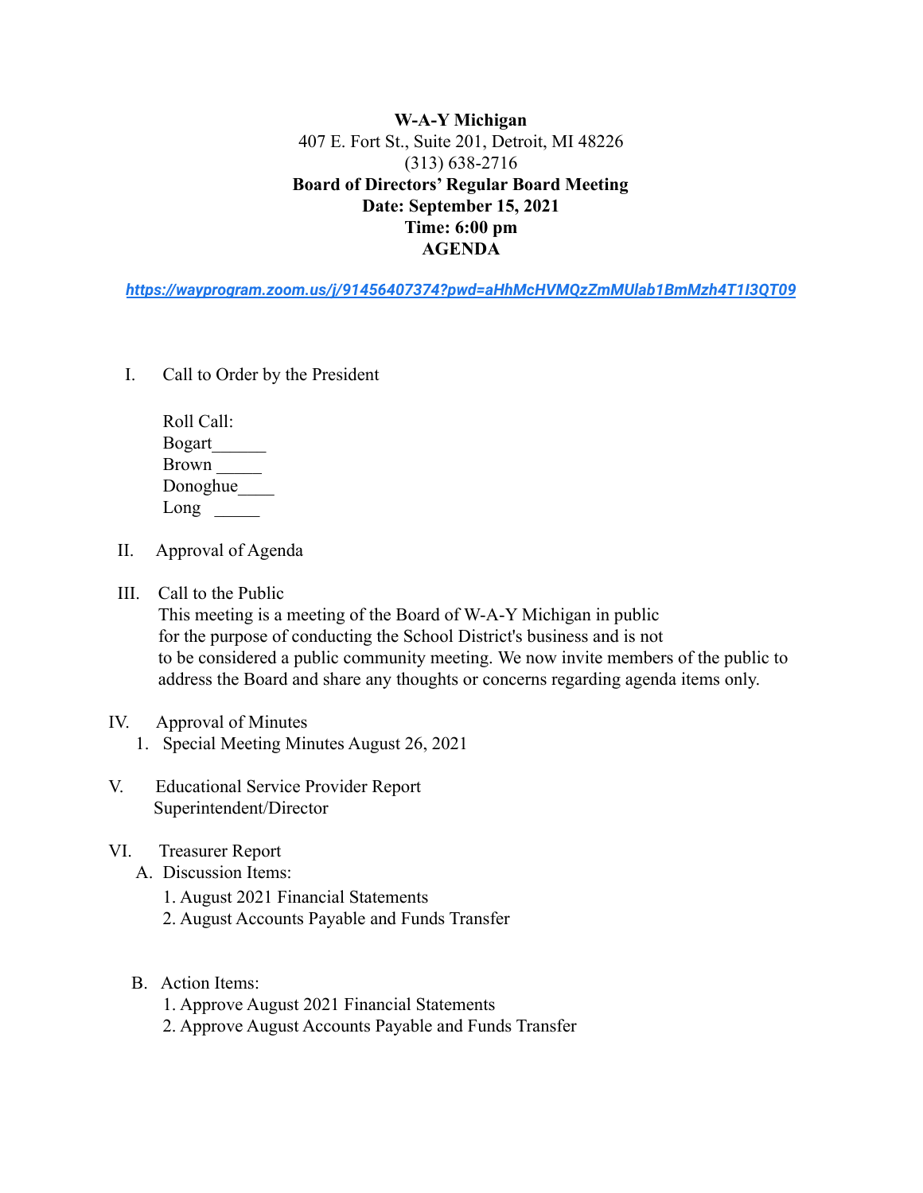**W-A-Y Michigan**

407 E. Fort St., Suite 201, Detroit, MI 48226

(313) 638-2716

**Board of Directors' Regular Board Meeting**

**Date: September 15, 2021**

**Time: 6:00 pm**

**AGENDA**

***https://wayprogram.zoom.us/j/91456407374?pwd=aHhMcHVMQzZmMUlab1BmMzh4T1I3QT09***

I. Call to Order by the President

Roll Call:
Bogart______
Brown _____
Donoghue____
Long _____

II. Approval of Agenda

III. Call to the Public
This meeting is a meeting of the Board of W-A-Y Michigan in public for the purpose of conducting the School District's business and is not to be considered a public community meeting. We now invite members of the public to address the Board and share any thoughts or concerns regarding agenda items only.

IV. Approval of Minutes
1. Special Meeting Minutes August 26, 2021

V. Educational Service Provider Report
Superintendent/Director

VI. Treasurer Report
A. Discussion Items:
1. August 2021 Financial Statements
2. August Accounts Payable and Funds Transfer

B. Action Items:
1. Approve August 2021 Financial Statements
2. Approve August Accounts Payable and Funds Transfer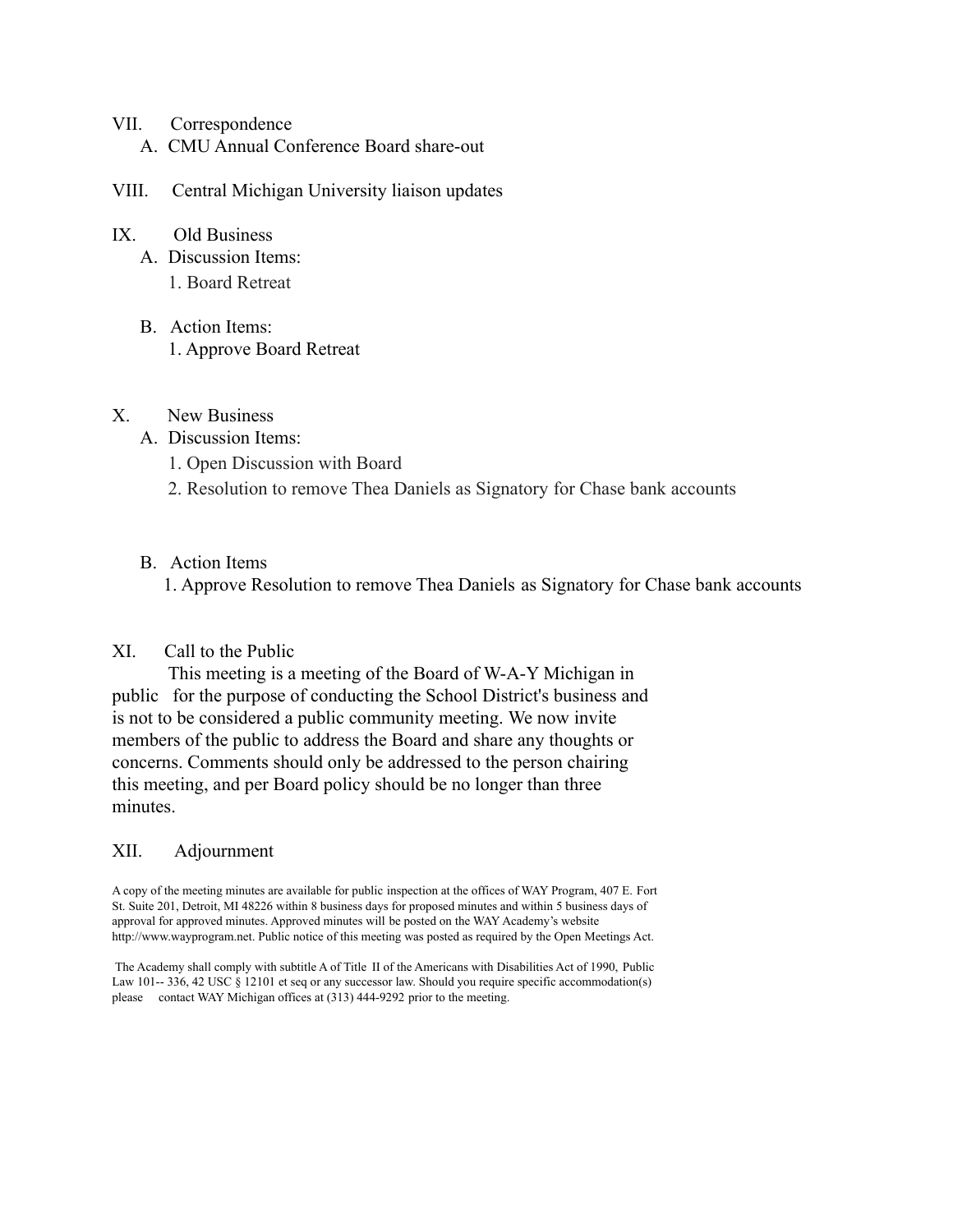VII. Correspondence

A. CMU Annual Conference Board share-out

VIII. Central Michigan University liaison updates

IX. Old Business

A. Discussion Items:

1. Board Retreat

B. Action Items:

1. Approve Board Retreat

X. New Business

A. Discussion Items:

1. Open Discussion with Board
2. Resolution to remove Thea Daniels as Signatory for Chase bank accounts

B. Action Items

1. Approve Resolution to remove Thea Daniels as Signatory for Chase bank accounts

XI. Call to the Public

This meeting is a meeting of the Board of W-A-Y Michigan in public for the purpose of conducting the School District's business and is not to be considered a public community meeting. We now invite members of the public to address the Board and share any thoughts or concerns. Comments should only be addressed to the person chairing this meeting, and per Board policy should be no longer than three minutes.

XII. Adjournment

A copy of the meeting minutes are available for public inspection at the offices of WAY Program, 407 E. Fort St. Suite 201, Detroit, MI 48226 within 8 business days for proposed minutes and within 5 business days of approval for approved minutes. Approved minutes will be posted on the WAY Academy's website http://www.wayprogram.net. Public notice of this meeting was posted as required by the Open Meetings Act.

The Academy shall comply with subtitle A of Title II of the Americans with Disabilities Act of 1990, Public Law 101-- 336, 42 USC § 12101 et seq or any successor law. Should you require specific accommodation(s) please contact WAY Michigan offices at (313) 444-9292 prior to the meeting.